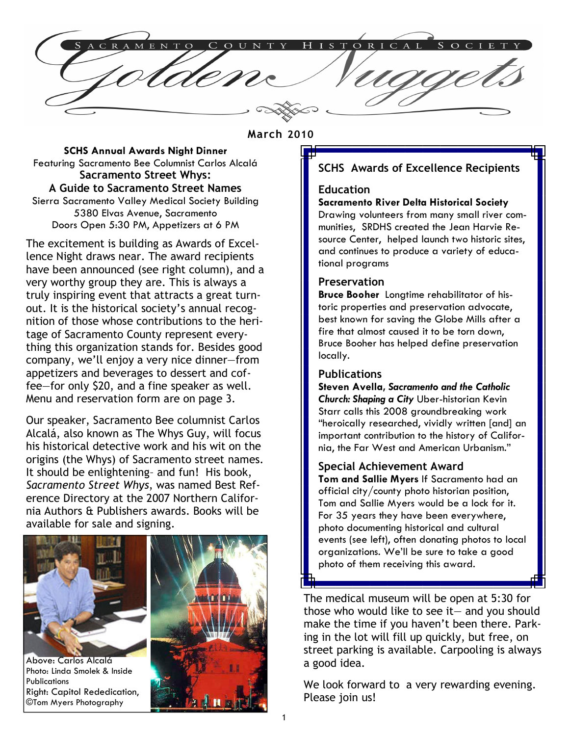# Sacramento County Historical Society

# Golden Nuggets

March 2010

**SCHS Annual Awards Night Dinner**
Featuring Sacramento Bee Columnist Carlos Alcalá
**Sacramento Street Whys:**
**A Guide to Sacramento Street Names**
Sierra Sacramento Valley Medical Society Building
5380 Elvas Avenue, Sacramento
Doors Open 5:30 PM, Appetizers at 6 PM

The excitement is building as Awards of Excellence Night draws near. The award recipients have been announced (see right column), and a very worthy group they are. This is always a truly inspiring event that attracts a great turnout. It is the historical society's annual recognition of those whose contributions to the heritage of Sacramento County represent everything this organization stands for. Besides good company, we'll enjoy a very nice dinner—from appetizers and beverages to dessert and coffee—for only $20, and a fine speaker as well. Menu and reservation form are on page 3.

Our speaker, Sacramento Bee columnist Carlos Alcalá, also known as The Whys Guy, will focus his historical detective work and his wit on the origins (the Whys) of Sacramento street names. It should be enlightening– and fun! His book, *Sacramento Street Whys*, was named Best Reference Directory at the 2007 Northern California Authors & Publishers awards. Books will be available for sale and signing.

Above: Carlos Alcalá
Photo: Linda Smolek & Inside Publications
Right: Capitol Rededication, ©Tom Myers Photography

## SCHS Awards of Excellence Recipients

### Education

**Sacramento River Delta Historical Society** Drawing volunteers from many small river communities, SRDHS created the Jean Harvie Resource Center, helped launch two historic sites, and continues to produce a variety of educational programs

### Preservation

**Bruce Booher** Longtime rehabilitator of historic properties and preservation advocate, best known for saving the Globe Mills after a fire that almost caused it to be torn down, Bruce Booher has helped define preservation locally.

### Publications

**Steven Avella, *Sacramento and the Catholic Church: Shaping a City*** Uber-historian Kevin Starr calls this 2008 groundbreaking work "heroically researched, vividly written [and] an important contribution to the history of California, the Far West and American Urbanism."

### Special Achievement Award

**Tom and Sallie Myers** If Sacramento had an official city/county photo historian position, Tom and Sallie Myers would be a lock for it. For 35 years they have been everywhere, photo documenting historical and cultural events (see left), often donating photos to local organizations. We'll be sure to take a good photo of them receiving this award.

The medical museum will be open at 5:30 for those who would like to see it— and you should make the time if you haven't been there. Parking in the lot will fill up quickly, but free, on street parking is available. Carpooling is always a good idea.

We look forward to a very rewarding evening. Please join us!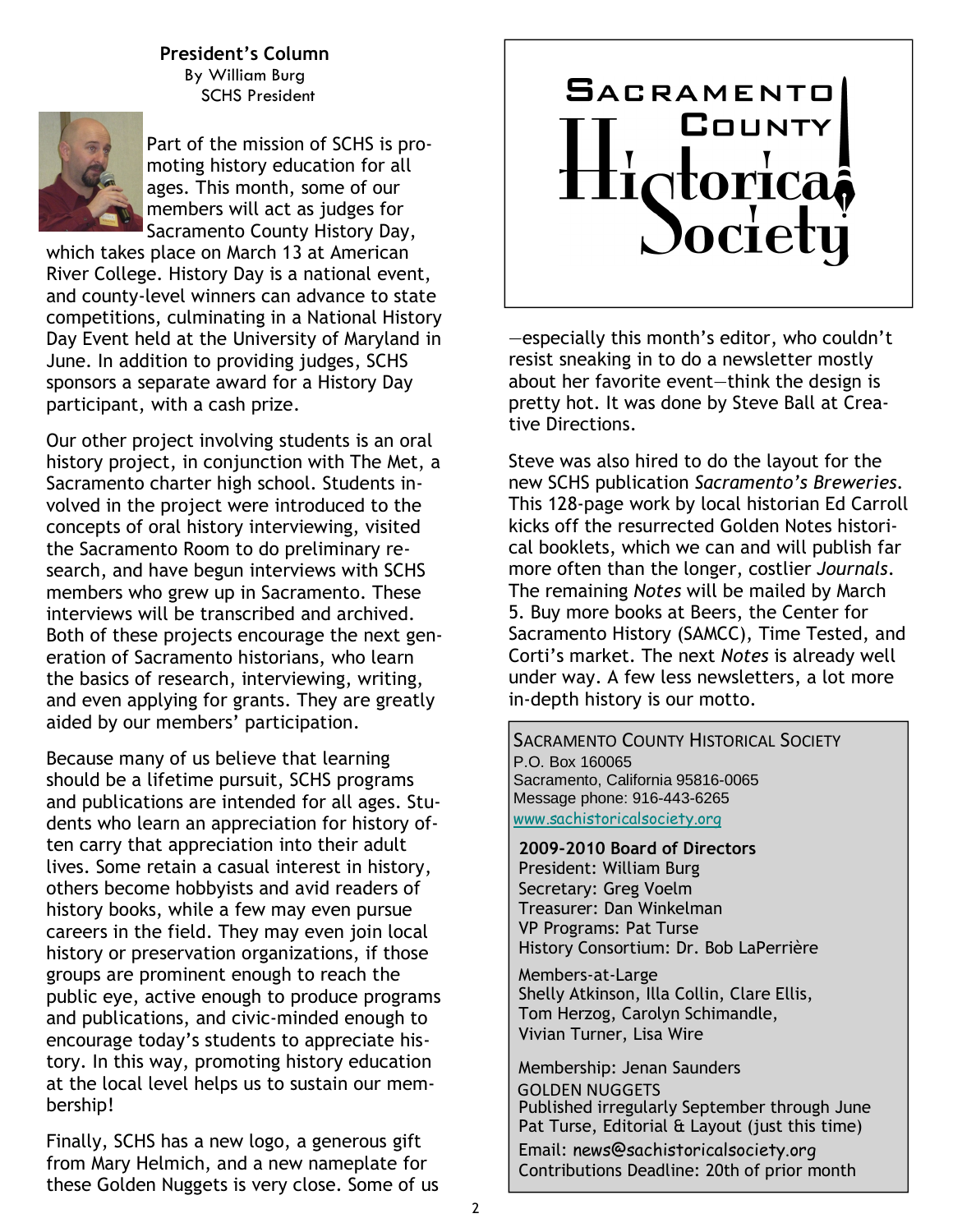## President's Column

By William Burg
SCHS President

Part of the mission of SCHS is promoting history education for all ages. This month, some of our members will act as judges for Sacramento County History Day, which takes place on March 13 at American River College. History Day is a national event, and county-level winners can advance to state competitions, culminating in a National History Day Event held at the University of Maryland in June. In addition to providing judges, SCHS sponsors a separate award for a History Day participant, with a cash prize.

Our other project involving students is an oral history project, in conjunction with The Met, a Sacramento charter high school. Students involved in the project were introduced to the concepts of oral history interviewing, visited the Sacramento Room to do preliminary research, and have begun interviews with SCHS members who grew up in Sacramento. These interviews will be transcribed and archived. Both of these projects encourage the next generation of Sacramento historians, who learn the basics of research, interviewing, writing, and even applying for grants. They are greatly aided by our members' participation.

Because many of us believe that learning should be a lifetime pursuit, SCHS programs and publications are intended for all ages. Students who learn an appreciation for history often carry that appreciation into their adult lives. Some retain a casual interest in history, others become hobbyists and avid readers of history books, while a few may even pursue careers in the field. They may even join local history or preservation organizations, if those groups are prominent enough to reach the public eye, active enough to produce programs and publications, and civic-minded enough to encourage today's students to appreciate history. In this way, promoting history education at the local level helps us to sustain our membership!

Finally, SCHS has a new logo, a generous gift from Mary Helmich, and a new nameplate for these Golden Nuggets is very close. Some of us —especially this month's editor, who couldn't resist sneaking in to do a newsletter mostly about her favorite event—think the design is pretty hot. It was done by Steve Ball at Creative Directions.

Steve was also hired to do the layout for the new SCHS publication *Sacramento's Breweries*. This 128-page work by local historian Ed Carroll kicks off the resurrected Golden Notes historical booklets, which we can and will publish far more often than the longer, costlier *Journals*. The remaining *Notes* will be mailed by March 5. Buy more books at Beers, the Center for Sacramento History (SAMCC), Time Tested, and Corti's market. The next *Notes* is already well under way. A few less newsletters, a lot more in-depth history is our motto.

SACRAMENTO COUNTY HISTORICAL SOCIETY
P.O. Box 160065
Sacramento, California 95816-0065
Message phone: 916-443-6265
www.sachistoricalsociety.org

**2009-2010 Board of Directors**
President: William Burg
Secretary: Greg Voelm
Treasurer: Dan Winkelman
VP Programs: Pat Turse
History Consortium: Dr. Bob LaPerrière

Members-at-Large
Shelly Atkinson, Illa Collin, Clare Ellis, Tom Herzog, Carolyn Schimandle, Vivian Turner, Lisa Wire

Membership: Jenan Saunders

GOLDEN NUGGETS
Published irregularly September through June
Pat Turse, Editorial & Layout (just this time)
Email: news@sachistoricalsociety.org
Contributions Deadline: 20th of prior month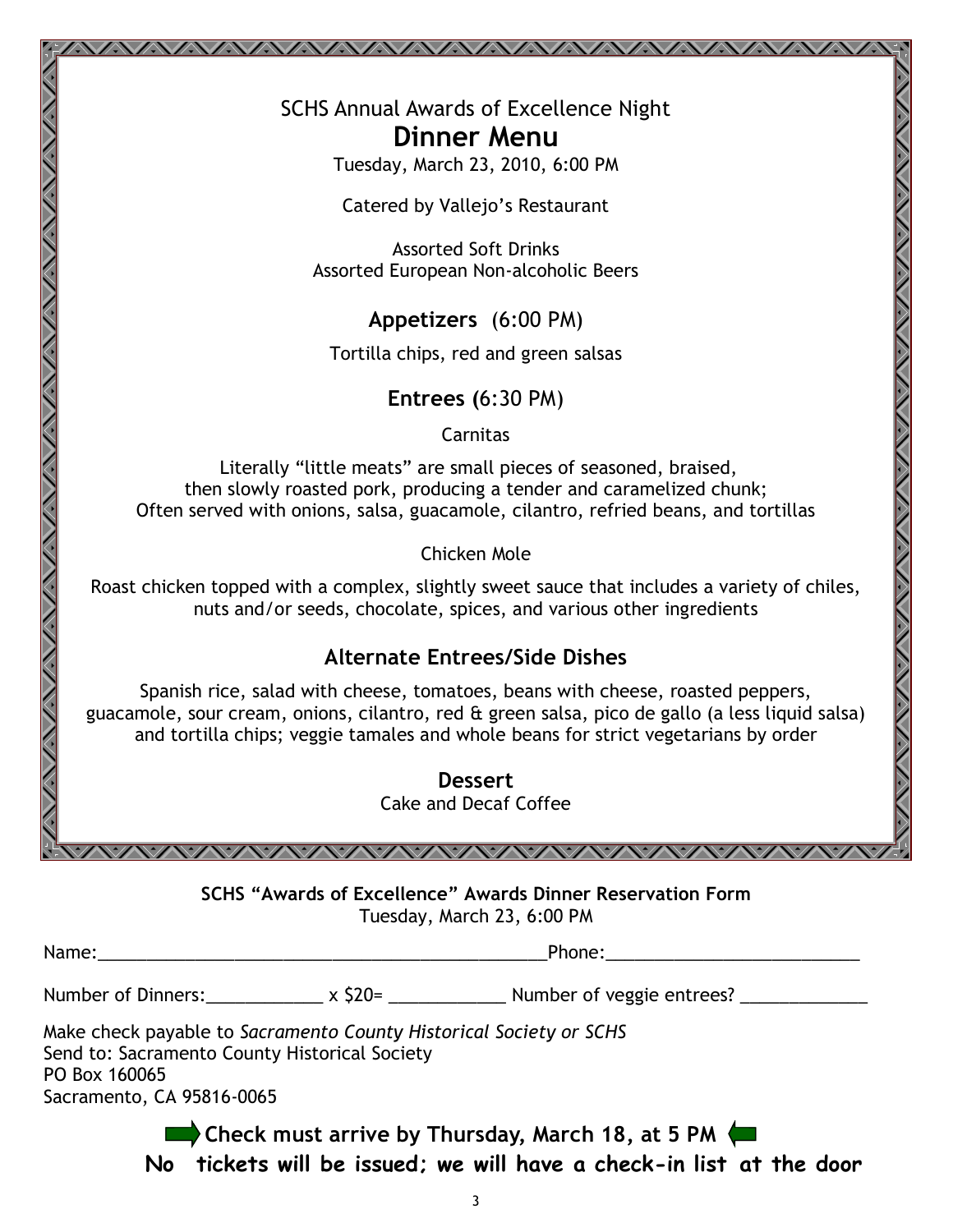SCHS Annual Awards of Excellence Night

# Dinner Menu

Tuesday, March 23, 2010, 6:00 PM

Catered by Vallejo's Restaurant

Assorted Soft Drinks
Assorted European Non-alcoholic Beers

## Appetizers (6:00 PM)

Tortilla chips, red and green salsas

## Entrees (6:30 PM)

Carnitas

Literally "little meats" are small pieces of seasoned, braised, then slowly roasted pork, producing a tender and caramelized chunk; Often served with onions, salsa, guacamole, cilantro, refried beans, and tortillas

Chicken Mole

Roast chicken topped with a complex, slightly sweet sauce that includes a variety of chiles, nuts and/or seeds, chocolate, spices, and various other ingredients

## Alternate Entrees/Side Dishes

Spanish rice, salad with cheese, tomatoes, beans with cheese, roasted peppers, guacamole, sour cream, onions, cilantro, red & green salsa, pico de gallo (a less liquid salsa) and tortilla chips; veggie tamales and whole beans for strict vegetarians by order

## Dessert

Cake and Decaf Coffee

---

**SCHS "Awards of Excellence" Awards Dinner Reservation Form**
Tuesday, March 23, 6:00 PM

Name:_______________________________________________Phone:_________________________

Number of Dinners:___________ x $20= ___________ Number of veggie entrees? ____________

Make check payable to *Sacramento County Historical Society or SCHS*
Send to: Sacramento County Historical Society
PO Box 160065
Sacramento, CA 95816-0065

**Check must arrive by Thursday, March 18, at 5 PM**

**No tickets will be issued; we will have a check-in list at the door**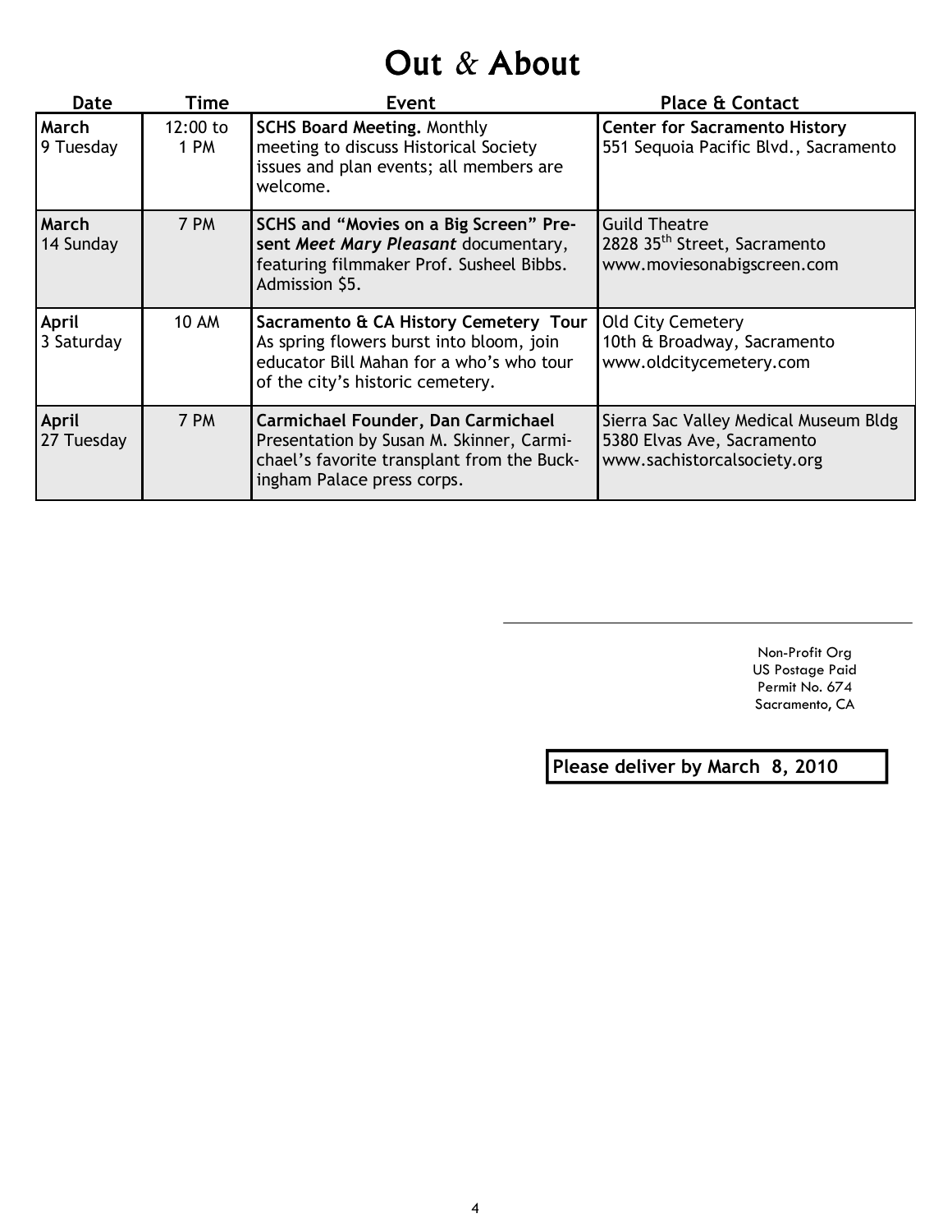# Out & About

| Date | Time | Event | Place & Contact |
|---|---|---|---|
| **March** 9 Tuesday | 12:00 to 1 PM | **SCHS Board Meeting.** Monthly meeting to discuss Historical Society issues and plan events; all members are welcome. | **Center for Sacramento History** 551 Sequoia Pacific Blvd., Sacramento |
| **March** 14 Sunday | 7 PM | **SCHS and "Movies on a Big Screen" Present *Meet Mary Pleasant*** documentary, featuring filmmaker Prof. Susheel Bibbs. Admission $5. | Guild Theatre 2828 35th Street, Sacramento www.moviesonabigscreen.com |
| **April** 3 Saturday | 10 AM | **Sacramento & CA History Cemetery Tour** As spring flowers burst into bloom, join educator Bill Mahan for a who's who tour of the city's historic cemetery. | Old City Cemetery 10th & Broadway, Sacramento www.oldcitycemetery.com |
| **April** 27 Tuesday | 7 PM | **Carmichael Founder, Dan Carmichael** Presentation by Susan M. Skinner, Carmichael's favorite transplant from the Buckingham Palace press corps. | Sierra Sac Valley Medical Museum Bldg 5380 Elvas Ave, Sacramento www.sachistorcalsociety.org |

Non-Profit Org
US Postage Paid
Permit No. 674
Sacramento, CA

**Please deliver by March 8, 2010**